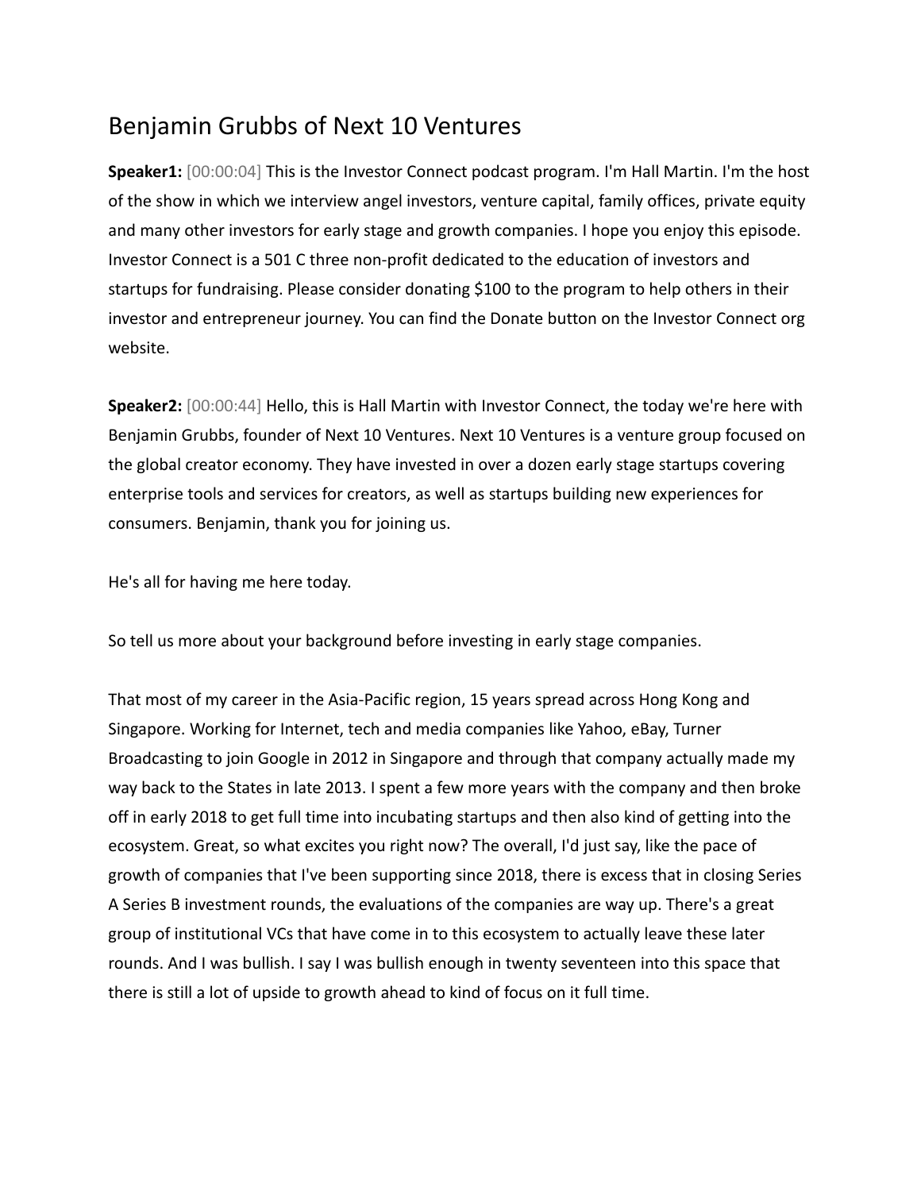# Benjamin Grubbs of Next 10 Ventures

**Speaker1:** [00:00:04] This is the Investor Connect podcast program. I'm Hall Martin. I'm the host of the show in which we interview angel investors, venture capital, family offices, private equity and many other investors for early stage and growth companies. I hope you enjoy this episode. Investor Connect is a 501 C three non-profit dedicated to the education of investors and startups for fundraising. Please consider donating $100 to the program to help others in their investor and entrepreneur journey. You can find the Donate button on the Investor Connect org website.

**Speaker2:** [00:00:44] Hello, this is Hall Martin with Investor Connect, the today we're here with Benjamin Grubbs, founder of Next 10 Ventures. Next 10 Ventures is a venture group focused on the global creator economy. They have invested in over a dozen early stage startups covering enterprise tools and services for creators, as well as startups building new experiences for consumers. Benjamin, thank you for joining us.

He's all for having me here today.

So tell us more about your background before investing in early stage companies.

That most of my career in the Asia-Pacific region, 15 years spread across Hong Kong and Singapore. Working for Internet, tech and media companies like Yahoo, eBay, Turner Broadcasting to join Google in 2012 in Singapore and through that company actually made my way back to the States in late 2013. I spent a few more years with the company and then broke off in early 2018 to get full time into incubating startups and then also kind of getting into the ecosystem. Great, so what excites you right now? The overall, I'd just say, like the pace of growth of companies that I've been supporting since 2018, there is excess that in closing Series A Series B investment rounds, the evaluations of the companies are way up. There's a great group of institutional VCs that have come in to this ecosystem to actually leave these later rounds. And I was bullish. I say I was bullish enough in twenty seventeen into this space that there is still a lot of upside to growth ahead to kind of focus on it full time.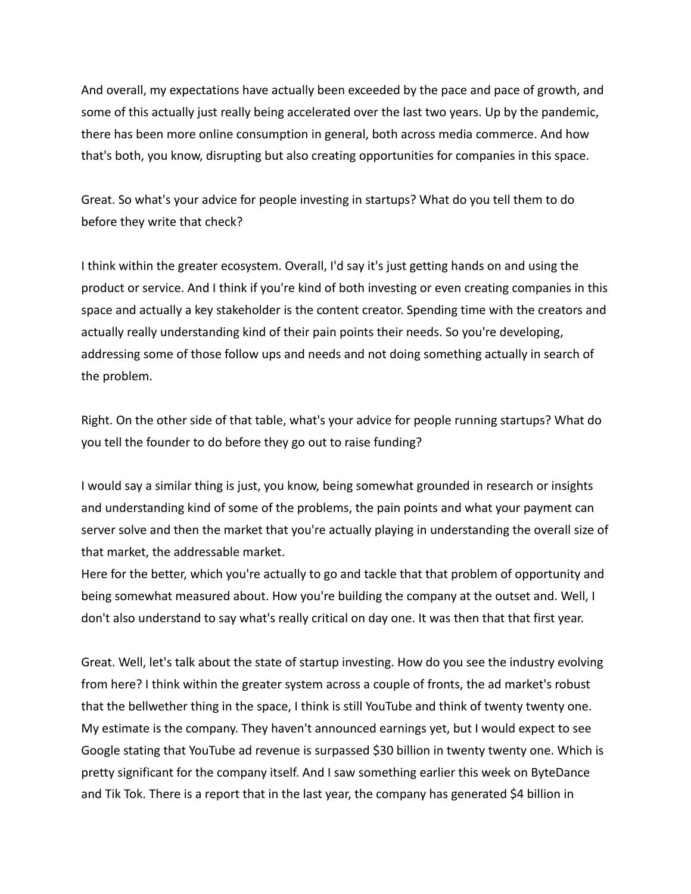And overall, my expectations have actually been exceeded by the pace and pace of growth, and some of this actually just really being accelerated over the last two years. Up by the pandemic, there has been more online consumption in general, both across media commerce. And how that's both, you know, disrupting but also creating opportunities for companies in this space.

Great. So what's your advice for people investing in startups? What do you tell them to do before they write that check?

I think within the greater ecosystem. Overall, I'd say it's just getting hands on and using the product or service. And I think if you're kind of both investing or even creating companies in this space and actually a key stakeholder is the content creator. Spending time with the creators and actually really understanding kind of their pain points their needs. So you're developing, addressing some of those follow ups and needs and not doing something actually in search of the problem.

Right. On the other side of that table, what's your advice for people running startups? What do you tell the founder to do before they go out to raise funding?

I would say a similar thing is just, you know, being somewhat grounded in research or insights and understanding kind of some of the problems, the pain points and what your payment can server solve and then the market that you're actually playing in understanding the overall size of that market, the addressable market.
Here for the better, which you're actually to go and tackle that that problem of opportunity and being somewhat measured about. How you're building the company at the outset and. Well, I don't also understand to say what's really critical on day one. It was then that that first year.

Great. Well, let's talk about the state of startup investing. How do you see the industry evolving from here? I think within the greater system across a couple of fronts, the ad market's robust that the bellwether thing in the space, I think is still YouTube and think of twenty twenty one. My estimate is the company. They haven't announced earnings yet, but I would expect to see Google stating that YouTube ad revenue is surpassed $30 billion in twenty twenty one. Which is pretty significant for the company itself. And I saw something earlier this week on ByteDance and Tik Tok. There is a report that in the last year, the company has generated $4 billion in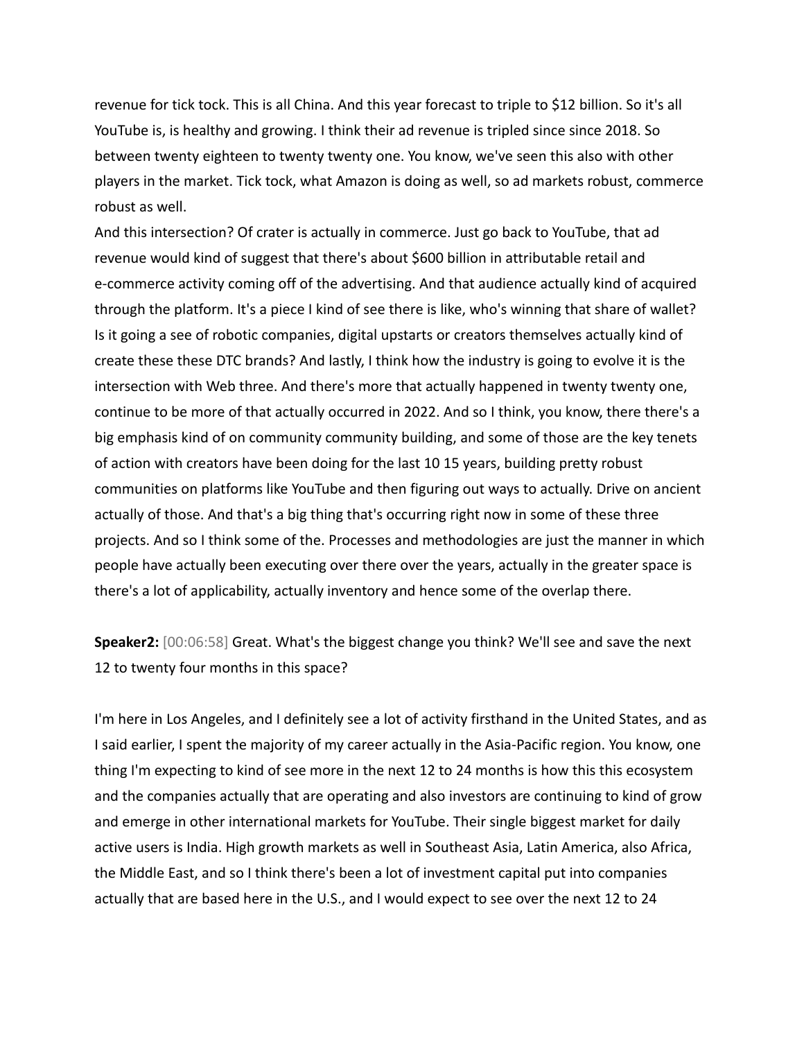revenue for tick tock. This is all China. And this year forecast to triple to $12 billion. So it's all YouTube is, is healthy and growing. I think their ad revenue is tripled since since 2018. So between twenty eighteen to twenty twenty one. You know, we've seen this also with other players in the market. Tick tock, what Amazon is doing as well, so ad markets robust, commerce robust as well.

And this intersection? Of crater is actually in commerce. Just go back to YouTube, that ad revenue would kind of suggest that there's about $600 billion in attributable retail and e-commerce activity coming off of the advertising. And that audience actually kind of acquired through the platform. It's a piece I kind of see there is like, who's winning that share of wallet? Is it going a see of robotic companies, digital upstarts or creators themselves actually kind of create these these DTC brands? And lastly, I think how the industry is going to evolve it is the intersection with Web three. And there's more that actually happened in twenty twenty one, continue to be more of that actually occurred in 2022. And so I think, you know, there there's a big emphasis kind of on community community building, and some of those are the key tenets of action with creators have been doing for the last 10 15 years, building pretty robust communities on platforms like YouTube and then figuring out ways to actually. Drive on ancient actually of those. And that's a big thing that's occurring right now in some of these three projects. And so I think some of the. Processes and methodologies are just the manner in which people have actually been executing over there over the years, actually in the greater space is there's a lot of applicability, actually inventory and hence some of the overlap there.

**Speaker2:** [00:06:58] Great. What's the biggest change you think? We'll see and save the next 12 to twenty four months in this space?

I'm here in Los Angeles, and I definitely see a lot of activity firsthand in the United States, and as I said earlier, I spent the majority of my career actually in the Asia-Pacific region. You know, one thing I'm expecting to kind of see more in the next 12 to 24 months is how this this ecosystem and the companies actually that are operating and also investors are continuing to kind of grow and emerge in other international markets for YouTube. Their single biggest market for daily active users is India. High growth markets as well in Southeast Asia, Latin America, also Africa, the Middle East, and so I think there's been a lot of investment capital put into companies actually that are based here in the U.S., and I would expect to see over the next 12 to 24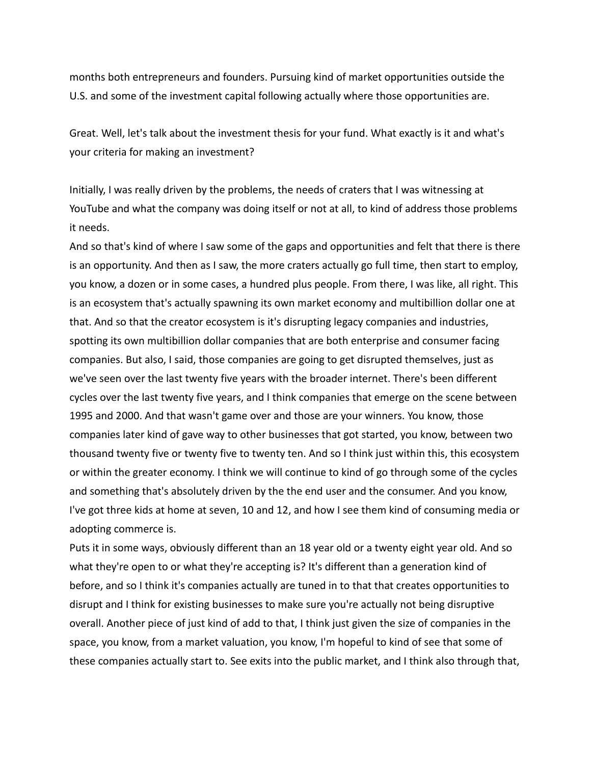months both entrepreneurs and founders. Pursuing kind of market opportunities outside the U.S. and some of the investment capital following actually where those opportunities are.

Great. Well, let's talk about the investment thesis for your fund. What exactly is it and what's your criteria for making an investment?

Initially, I was really driven by the problems, the needs of craters that I was witnessing at YouTube and what the company was doing itself or not at all, to kind of address those problems it needs.

And so that's kind of where I saw some of the gaps and opportunities and felt that there is there is an opportunity. And then as I saw, the more craters actually go full time, then start to employ, you know, a dozen or in some cases, a hundred plus people. From there, I was like, all right. This is an ecosystem that's actually spawning its own market economy and multibillion dollar one at that. And so that the creator ecosystem is it's disrupting legacy companies and industries, spotting its own multibillion dollar companies that are both enterprise and consumer facing companies. But also, I said, those companies are going to get disrupted themselves, just as we've seen over the last twenty five years with the broader internet. There's been different cycles over the last twenty five years, and I think companies that emerge on the scene between 1995 and 2000. And that wasn't game over and those are your winners. You know, those companies later kind of gave way to other businesses that got started, you know, between two thousand twenty five or twenty five to twenty ten. And so I think just within this, this ecosystem or within the greater economy. I think we will continue to kind of go through some of the cycles and something that's absolutely driven by the the end user and the consumer. And you know, I've got three kids at home at seven, 10 and 12, and how I see them kind of consuming media or adopting commerce is.

Puts it in some ways, obviously different than an 18 year old or a twenty eight year old. And so what they're open to or what they're accepting is? It's different than a generation kind of before, and so I think it's companies actually are tuned in to that that creates opportunities to disrupt and I think for existing businesses to make sure you're actually not being disruptive overall. Another piece of just kind of add to that, I think just given the size of companies in the space, you know, from a market valuation, you know, I'm hopeful to kind of see that some of these companies actually start to. See exits into the public market, and I think also through that,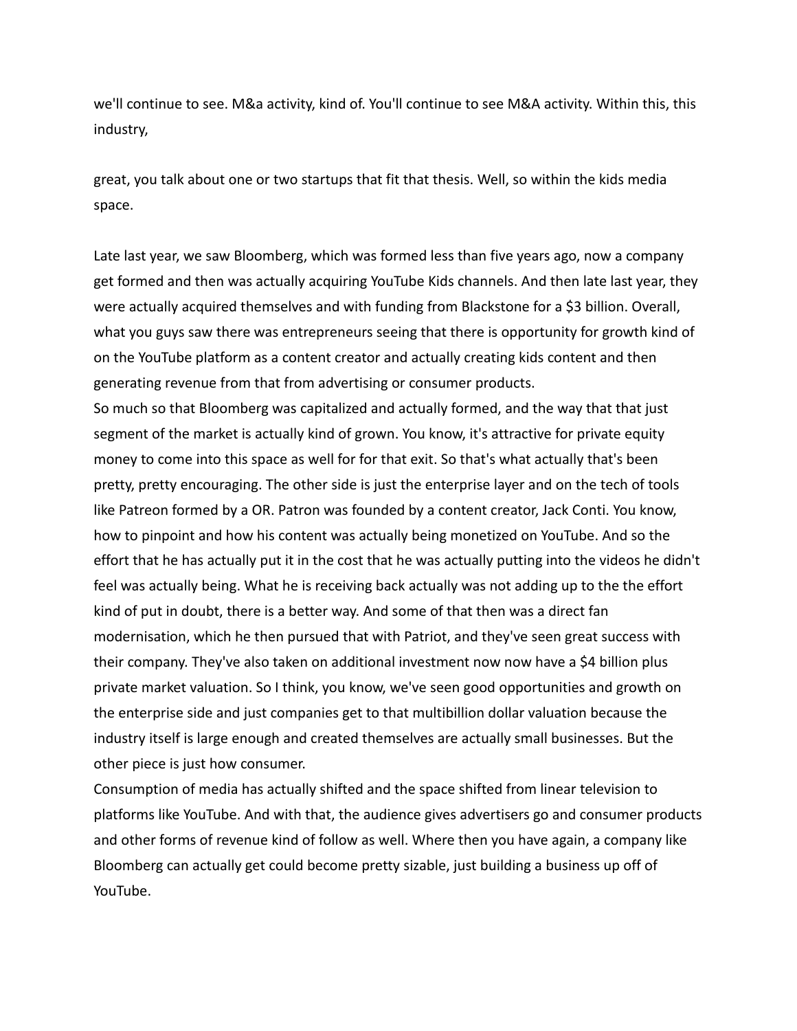we'll continue to see. M&a activity, kind of. You'll continue to see M&A activity. Within this, this industry,

great, you talk about one or two startups that fit that thesis. Well, so within the kids media space.

Late last year, we saw Bloomberg, which was formed less than five years ago, now a company get formed and then was actually acquiring YouTube Kids channels. And then late last year, they were actually acquired themselves and with funding from Blackstone for a $3 billion. Overall, what you guys saw there was entrepreneurs seeing that there is opportunity for growth kind of on the YouTube platform as a content creator and actually creating kids content and then generating revenue from that from advertising or consumer products.
So much so that Bloomberg was capitalized and actually formed, and the way that that just segment of the market is actually kind of grown. You know, it's attractive for private equity money to come into this space as well for for that exit. So that's what actually that's been pretty, pretty encouraging. The other side is just the enterprise layer and on the tech of tools like Patreon formed by a OR. Patron was founded by a content creator, Jack Conti. You know, how to pinpoint and how his content was actually being monetized on YouTube. And so the effort that he has actually put it in the cost that he was actually putting into the videos he didn't feel was actually being. What he is receiving back actually was not adding up to the the effort kind of put in doubt, there is a better way. And some of that then was a direct fan modernisation, which he then pursued that with Patriot, and they've seen great success with their company. They've also taken on additional investment now now have a $4 billion plus private market valuation. So I think, you know, we've seen good opportunities and growth on the enterprise side and just companies get to that multibillion dollar valuation because the industry itself is large enough and created themselves are actually small businesses. But the other piece is just how consumer.
Consumption of media has actually shifted and the space shifted from linear television to platforms like YouTube. And with that, the audience gives advertisers go and consumer products and other forms of revenue kind of follow as well. Where then you have again, a company like Bloomberg can actually get could become pretty sizable, just building a business up off of YouTube.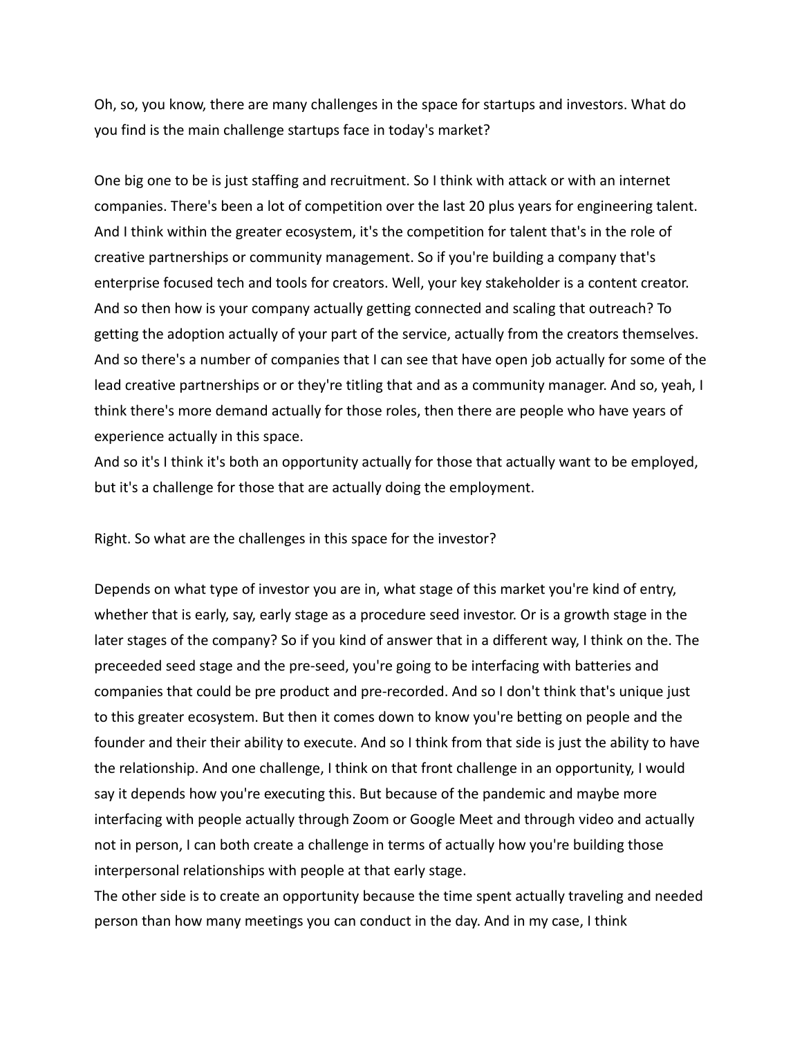Oh, so, you know, there are many challenges in the space for startups and investors. What do you find is the main challenge startups face in today's market?

One big one to be is just staffing and recruitment. So I think with attack or with an internet companies. There's been a lot of competition over the last 20 plus years for engineering talent. And I think within the greater ecosystem, it's the competition for talent that's in the role of creative partnerships or community management. So if you're building a company that's enterprise focused tech and tools for creators. Well, your key stakeholder is a content creator. And so then how is your company actually getting connected and scaling that outreach? To getting the adoption actually of your part of the service, actually from the creators themselves. And so there's a number of companies that I can see that have open job actually for some of the lead creative partnerships or or they're titling that and as a community manager. And so, yeah, I think there's more demand actually for those roles, then there are people who have years of experience actually in this space.
And so it's I think it's both an opportunity actually for those that actually want to be employed, but it's a challenge for those that are actually doing the employment.

Right. So what are the challenges in this space for the investor?

Depends on what type of investor you are in, what stage of this market you're kind of entry, whether that is early, say, early stage as a procedure seed investor. Or is a growth stage in the later stages of the company? So if you kind of answer that in a different way, I think on the. The preceeded seed stage and the pre-seed, you're going to be interfacing with batteries and companies that could be pre product and pre-recorded. And so I don't think that's unique just to this greater ecosystem. But then it comes down to know you're betting on people and the founder and their their ability to execute. And so I think from that side is just the ability to have the relationship. And one challenge, I think on that front challenge in an opportunity, I would say it depends how you're executing this. But because of the pandemic and maybe more interfacing with people actually through Zoom or Google Meet and through video and actually not in person, I can both create a challenge in terms of actually how you're building those interpersonal relationships with people at that early stage.
The other side is to create an opportunity because the time spent actually traveling and needed person than how many meetings you can conduct in the day. And in my case, I think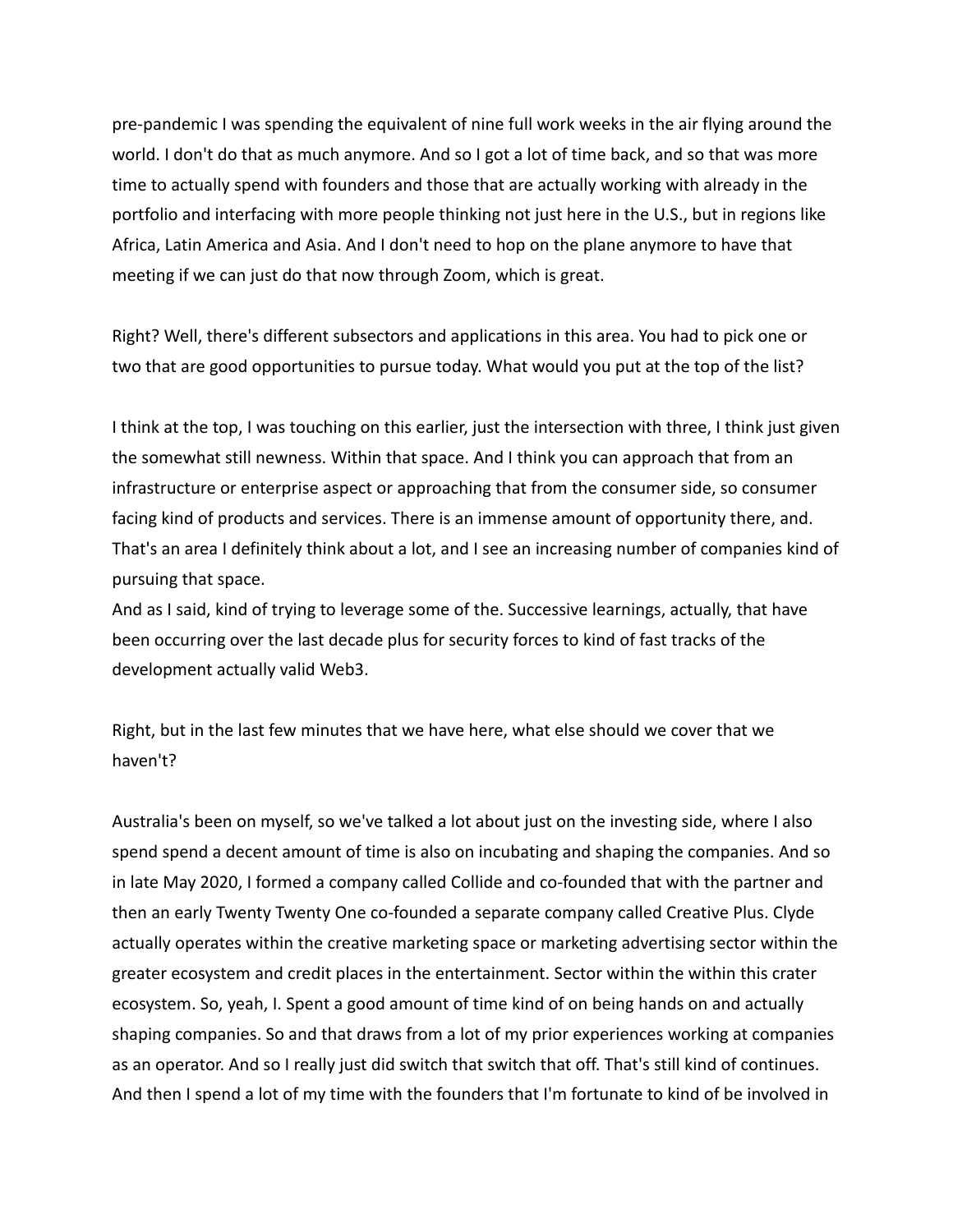pre-pandemic I was spending the equivalent of nine full work weeks in the air flying around the world. I don't do that as much anymore. And so I got a lot of time back, and so that was more time to actually spend with founders and those that are actually working with already in the portfolio and interfacing with more people thinking not just here in the U.S., but in regions like Africa, Latin America and Asia. And I don't need to hop on the plane anymore to have that meeting if we can just do that now through Zoom, which is great.

Right? Well, there's different subsectors and applications in this area. You had to pick one or two that are good opportunities to pursue today. What would you put at the top of the list?

I think at the top, I was touching on this earlier, just the intersection with three, I think just given the somewhat still newness. Within that space. And I think you can approach that from an infrastructure or enterprise aspect or approaching that from the consumer side, so consumer facing kind of products and services. There is an immense amount of opportunity there, and. That's an area I definitely think about a lot, and I see an increasing number of companies kind of pursuing that space.
And as I said, kind of trying to leverage some of the. Successive learnings, actually, that have been occurring over the last decade plus for security forces to kind of fast tracks of the development actually valid Web3.

Right, but in the last few minutes that we have here, what else should we cover that we haven't?

Australia's been on myself, so we've talked a lot about just on the investing side, where I also spend spend a decent amount of time is also on incubating and shaping the companies. And so in late May 2020, I formed a company called Collide and co-founded that with the partner and then an early Twenty Twenty One co-founded a separate company called Creative Plus. Clyde actually operates within the creative marketing space or marketing advertising sector within the greater ecosystem and credit places in the entertainment. Sector within the within this crater ecosystem. So, yeah, I. Spent a good amount of time kind of on being hands on and actually shaping companies. So and that draws from a lot of my prior experiences working at companies as an operator. And so I really just did switch that switch that off. That's still kind of continues. And then I spend a lot of my time with the founders that I'm fortunate to kind of be involved in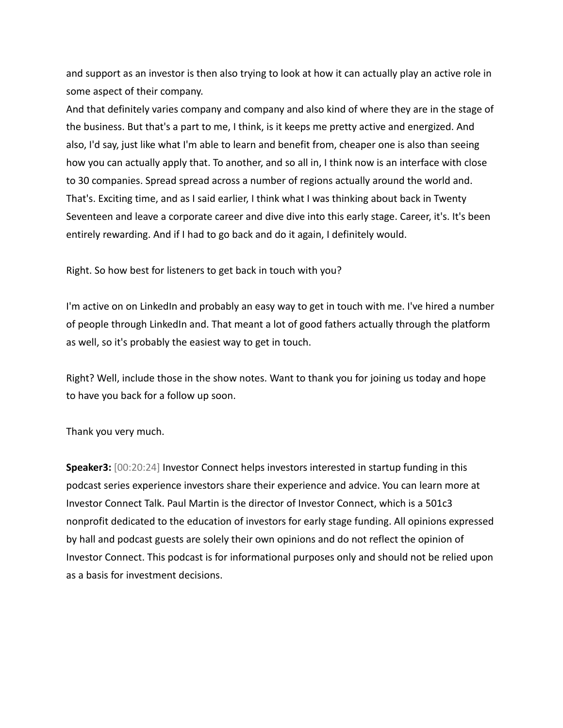and support as an investor is then also trying to look at how it can actually play an active role in some aspect of their company.
And that definitely varies company and company and also kind of where they are in the stage of the business. But that's a part to me, I think, is it keeps me pretty active and energized. And also, I'd say, just like what I'm able to learn and benefit from, cheaper one is also than seeing how you can actually apply that. To another, and so all in, I think now is an interface with close to 30 companies. Spread spread across a number of regions actually around the world and. That's. Exciting time, and as I said earlier, I think what I was thinking about back in Twenty Seventeen and leave a corporate career and dive dive into this early stage. Career, it's. It's been entirely rewarding. And if I had to go back and do it again, I definitely would.

Right. So how best for listeners to get back in touch with you?

I'm active on on LinkedIn and probably an easy way to get in touch with me. I've hired a number of people through LinkedIn and. That meant a lot of good fathers actually through the platform as well, so it's probably the easiest way to get in touch.

Right? Well, include those in the show notes. Want to thank you for joining us today and hope to have you back for a follow up soon.

Thank you very much.

**Speaker3:** [00:20:24] Investor Connect helps investors interested in startup funding in this podcast series experience investors share their experience and advice. You can learn more at Investor Connect Talk. Paul Martin is the director of Investor Connect, which is a 501c3 nonprofit dedicated to the education of investors for early stage funding. All opinions expressed by hall and podcast guests are solely their own opinions and do not reflect the opinion of Investor Connect. This podcast is for informational purposes only and should not be relied upon as a basis for investment decisions.